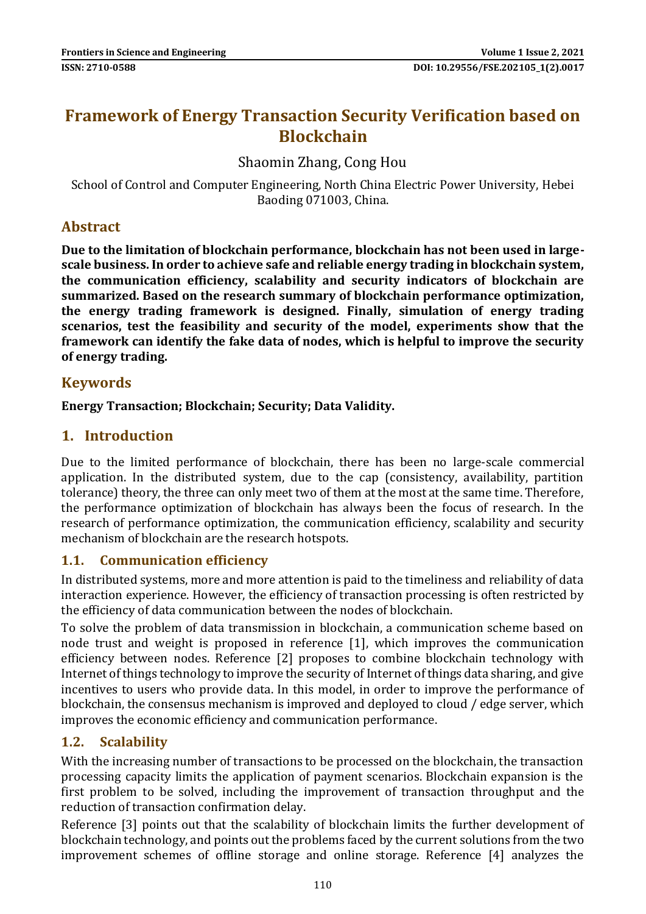# Framework of Energy Transaction Security Verification based on Blockchain

Shaomin Zhang, Cong Hou

School of Control and Computer Engineering, North China Electric Power University, Hebei Baoding 071003, China.

## Abstract

**Due to the limitation of blockchain performance, blockchain has not been used in large-scale business. In order to achieve safe and reliable energy trading in blockchain system, the communication efficiency, scalability and security indicators of blockchain are summarized. Based on the research summary of blockchain performance optimization, the energy trading framework is designed. Finally, simulation of energy trading scenarios, test the feasibility and security of the model, experiments show that the framework can identify the fake data of nodes, which is helpful to improve the security of energy trading.**

## Keywords

**Energy Transaction; Blockchain; Security; Data Validity.**

## 1. Introduction

Due to the limited performance of blockchain, there has been no large-scale commercial application. In the distributed system, due to the cap (consistency, availability, partition tolerance) theory, the three can only meet two of them at the most at the same time. Therefore, the performance optimization of blockchain has always been the focus of research. In the research of performance optimization, the communication efficiency, scalability and security mechanism of blockchain are the research hotspots.

### 1.1. Communication efficiency

In distributed systems, more and more attention is paid to the timeliness and reliability of data interaction experience. However, the efficiency of transaction processing is often restricted by the efficiency of data communication between the nodes of blockchain.

To solve the problem of data transmission in blockchain, a communication scheme based on node trust and weight is proposed in reference [1], which improves the communication efficiency between nodes. Reference [2] proposes to combine blockchain technology with Internet of things technology to improve the security of Internet of things data sharing, and give incentives to users who provide data. In this model, in order to improve the performance of blockchain, the consensus mechanism is improved and deployed to cloud / edge server, which improves the economic efficiency and communication performance.

### 1.2. Scalability

With the increasing number of transactions to be processed on the blockchain, the transaction processing capacity limits the application of payment scenarios. Blockchain expansion is the first problem to be solved, including the improvement of transaction throughput and the reduction of transaction confirmation delay.

Reference [3] points out that the scalability of blockchain limits the further development of blockchain technology, and points out the problems faced by the current solutions from the two improvement schemes of offline storage and online storage. Reference [4] analyzes the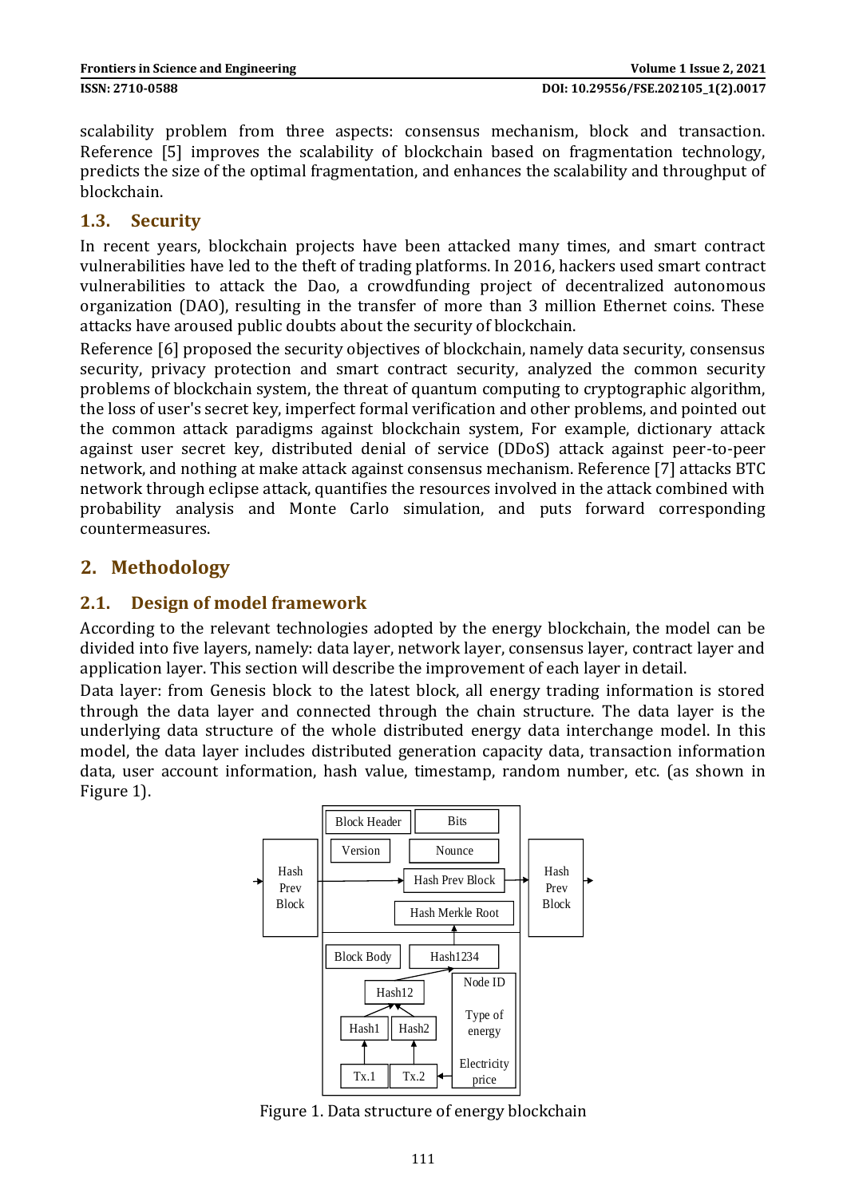scalability problem from three aspects: consensus mechanism, block and transaction. Reference [5] improves the scalability of blockchain based on fragmentation technology, predicts the size of the optimal fragmentation, and enhances the scalability and throughput of blockchain.

## 1.3. Security

In recent years, blockchain projects have been attacked many times, and smart contract vulnerabilities have led to the theft of trading platforms. In 2016, hackers used smart contract vulnerabilities to attack the Dao, a crowdfunding project of decentralized autonomous organization (DAO), resulting in the transfer of more than 3 million Ethernet coins. These attacks have aroused public doubts about the security of blockchain.

Reference [6] proposed the security objectives of blockchain, namely data security, consensus security, privacy protection and smart contract security, analyzed the common security problems of blockchain system, the threat of quantum computing to cryptographic algorithm, the loss of user's secret key, imperfect formal verification and other problems, and pointed out the common attack paradigms against blockchain system, For example, dictionary attack against user secret key, distributed denial of service (DDoS) attack against peer-to-peer network, and nothing at make attack against consensus mechanism. Reference [7] attacks BTC network through eclipse attack, quantifies the resources involved in the attack combined with probability analysis and Monte Carlo simulation, and puts forward corresponding countermeasures.

# 2. Methodology

## 2.1. Design of model framework

According to the relevant technologies adopted by the energy blockchain, the model can be divided into five layers, namely: data layer, network layer, consensus layer, contract layer and application layer. This section will describe the improvement of each layer in detail.

Data layer: from Genesis block to the latest block, all energy trading information is stored through the data layer and connected through the chain structure. The data layer is the underlying data structure of the whole distributed energy data interchange model. In this model, the data layer includes distributed generation capacity data, transaction information data, user account information, hash value, timestamp, random number, etc. (as shown in Figure 1).

Figure 1. Data structure of energy blockchain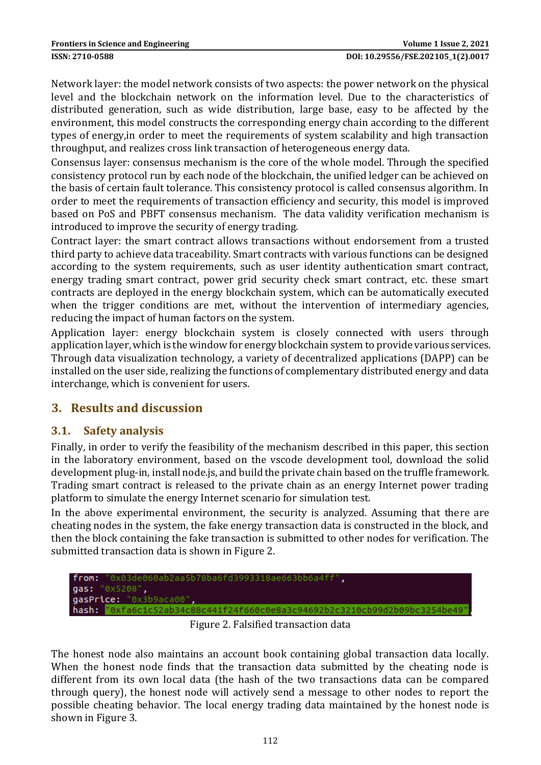Network layer: the model network consists of two aspects: the power network on the physical level and the blockchain network on the information level. Due to the characteristics of distributed generation, such as wide distribution, large base, easy to be affected by the environment, this model constructs the corresponding energy chain according to the different types of energy,in order to meet the requirements of system scalability and high transaction throughput, and realizes cross link transaction of heterogeneous energy data.

Consensus layer: consensus mechanism is the core of the whole model. Through the specified consistency protocol run by each node of the blockchain, the unified ledger can be achieved on the basis of certain fault tolerance. This consistency protocol is called consensus algorithm. In order to meet the requirements of transaction efficiency and security, this model is improved based on PoS and PBFT consensus mechanism. The data validity verification mechanism is introduced to improve the security of energy trading.

Contract layer: the smart contract allows transactions without endorsement from a trusted third party to achieve data traceability. Smart contracts with various functions can be designed according to the system requirements, such as user identity authentication smart contract, energy trading smart contract, power grid security check smart contract, etc. these smart contracts are deployed in the energy blockchain system, which can be automatically executed when the trigger conditions are met, without the intervention of intermediary agencies, reducing the impact of human factors on the system.

Application layer: energy blockchain system is closely connected with users through application layer, which is the window for energy blockchain system to provide various services. Through data visualization technology, a variety of decentralized applications (DAPP) can be installed on the user side, realizing the functions of complementary distributed energy and data interchange, which is convenient for users.

## 3. Results and discussion

### 3.1. Safety analysis

Finally, in order to verify the feasibility of the mechanism described in this paper, this section in the laboratory environment, based on the vscode development tool, download the solid development plug-in, install node.js, and build the private chain based on the truffle framework. Trading smart contract is released to the private chain as an energy Internet power trading platform to simulate the energy Internet scenario for simulation test.

In the above experimental environment, the security is analyzed. Assuming that there are cheating nodes in the system, the fake energy transaction data is constructed in the block, and then the block containing the fake transaction is submitted to other nodes for verification. The submitted transaction data is shown in Figure 2.

```
from: "0x03de060ab2aa5b78ba6fd3993318ae663bb6a4ff",
gas: "0x5208",
gasPrice: "0x3b9aca00",
hash: "0xfa6c1c52ab34c88c441f24f660c0e8a3c94692b2c3210cb99d2b09bc3254be49",
```

Figure 2. Falsified transaction data

The honest node also maintains an account book containing global transaction data locally. When the honest node finds that the transaction data submitted by the cheating node is different from its own local data (the hash of the two transactions data can be compared through query), the honest node will actively send a message to other nodes to report the possible cheating behavior. The local energy trading data maintained by the honest node is shown in Figure 3.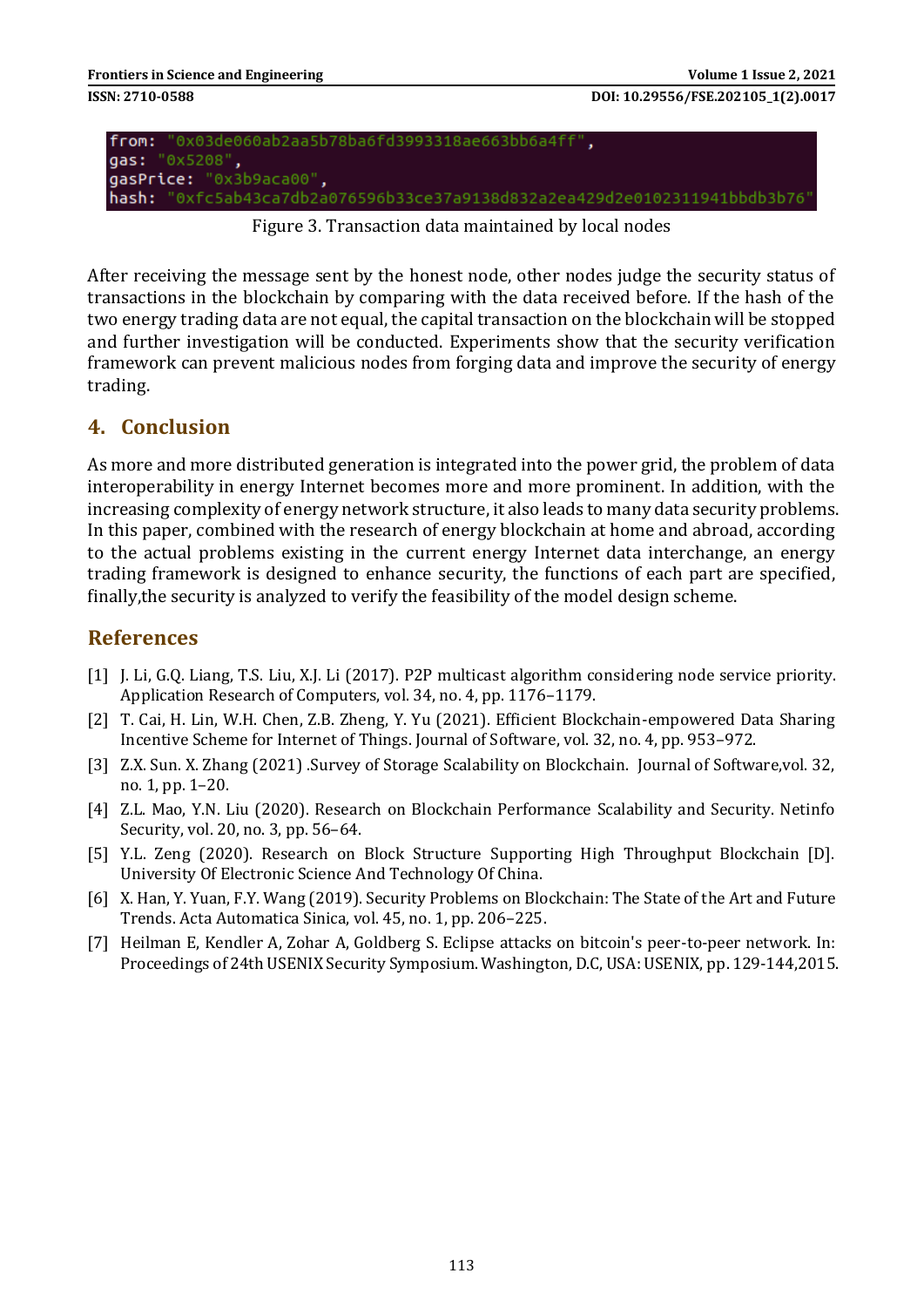```
from: "0x03de060ab2aa5b78ba6fd3993318ae663bb6a4ff",
gas: "0x5208",
gasPrice: "0x3b9aca00",
hash: "0xfc5ab43ca7db2a076596b33ce37a9138d832a2ea429d2e0102311941bbdb3b76"
```

Figure 3. Transaction data maintained by local nodes

After receiving the message sent by the honest node, other nodes judge the security status of transactions in the blockchain by comparing with the data received before. If the hash of the two energy trading data are not equal, the capital transaction on the blockchain will be stopped and further investigation will be conducted. Experiments show that the security verification framework can prevent malicious nodes from forging data and improve the security of energy trading.

## 4. Conclusion

As more and more distributed generation is integrated into the power grid, the problem of data interoperability in energy Internet becomes more and more prominent. In addition, with the increasing complexity of energy network structure, it also leads to many data security problems. In this paper, combined with the research of energy blockchain at home and abroad, according to the actual problems existing in the current energy Internet data interchange, an energy trading framework is designed to enhance security, the functions of each part are specified, finally,the security is analyzed to verify the feasibility of the model design scheme.

## References

[1] J. Li, G.Q. Liang, T.S. Liu, X.J. Li (2017). P2P multicast algorithm considering node service priority. Application Research of Computers, vol. 34, no. 4, pp. 1176–1179.

[2] T. Cai, H. Lin, W.H. Chen, Z.B. Zheng, Y. Yu (2021). Efficient Blockchain-empowered Data Sharing Incentive Scheme for Internet of Things. Journal of Software, vol. 32, no. 4, pp. 953–972.

[3] Z.X. Sun. X. Zhang (2021) .Survey of Storage Scalability on Blockchain. Journal of Software,vol. 32, no. 1, pp. 1–20.

[4] Z.L. Mao, Y.N. Liu (2020). Research on Blockchain Performance Scalability and Security. Netinfo Security, vol. 20, no. 3, pp. 56–64.

[5] Y.L. Zeng (2020). Research on Block Structure Supporting High Throughput Blockchain [D]. University Of Electronic Science And Technology Of China.

[6] X. Han, Y. Yuan, F.Y. Wang (2019). Security Problems on Blockchain: The State of the Art and Future Trends. Acta Automatica Sinica, vol. 45, no. 1, pp. 206–225.

[7] Heilman E, Kendler A, Zohar A, Goldberg S. Eclipse attacks on bitcoin's peer-to-peer network. In: Proceedings of 24th USENIX Security Symposium. Washington, D.C, USA: USENIX, pp. 129-144,2015.